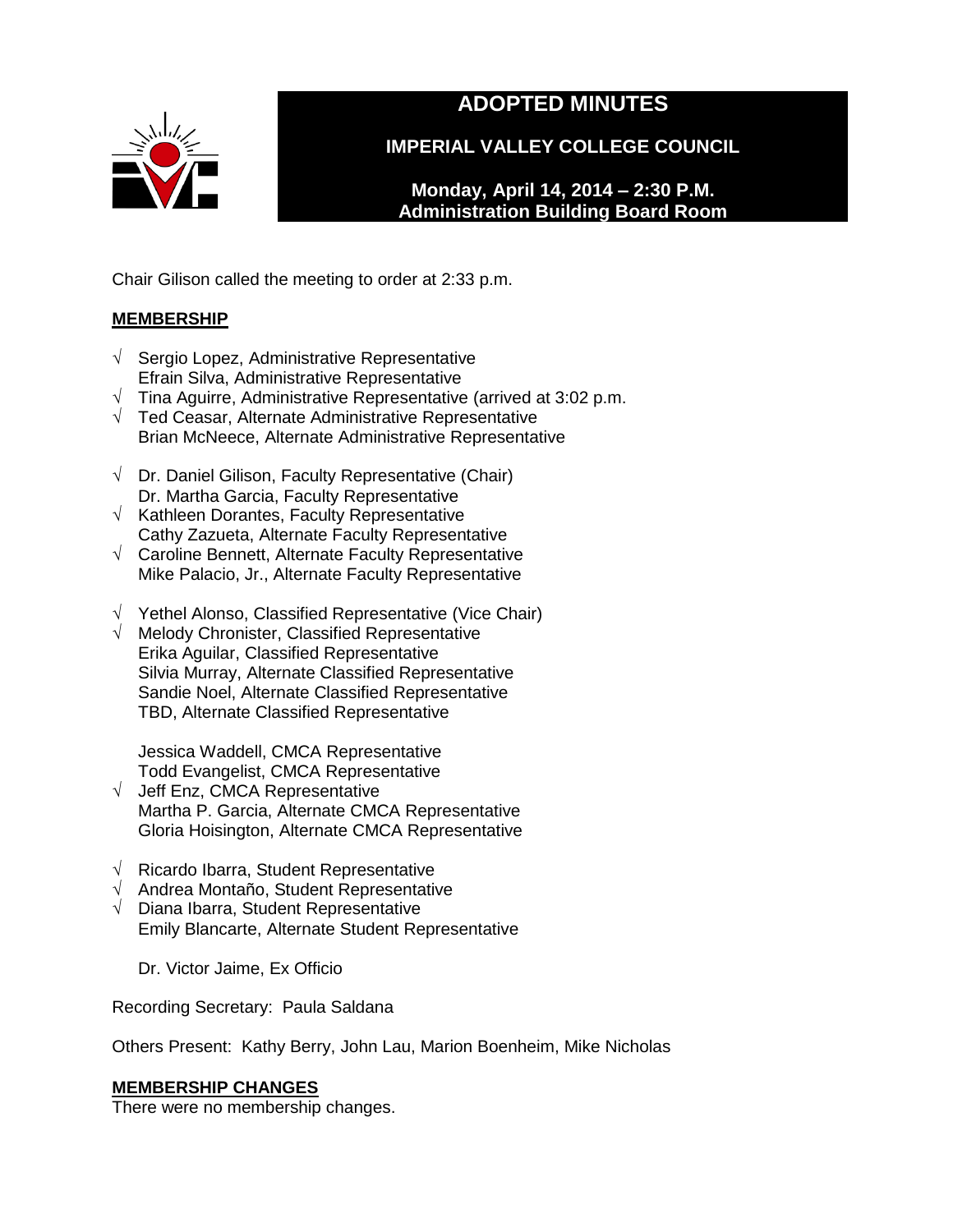# ADOPTED MINUTES

## IMPERIAL VALLEY COLLEGE COUNCIL

**Monday, April 14, 2014 – 2:30 P.M.**
**Administration Building Board Room**

Chair Gilison called the meeting to order at 2:33 p.m.

**MEMBERSHIP**

√ Sergio Lopez, Administrative Representative
Efrain Silva, Administrative Representative
√ Tina Aguirre, Administrative Representative (arrived at 3:02 p.m.
√ Ted Ceasar, Alternate Administrative Representative
Brian McNeece, Alternate Administrative Representative

√ Dr. Daniel Gilison, Faculty Representative (Chair)
Dr. Martha Garcia, Faculty Representative
√ Kathleen Dorantes, Faculty Representative
Cathy Zazueta, Alternate Faculty Representative
√ Caroline Bennett, Alternate Faculty Representative
Mike Palacio, Jr., Alternate Faculty Representative

√ Yethel Alonso, Classified Representative (Vice Chair)
√ Melody Chronister, Classified Representative
Erika Aguilar, Classified Representative
Silvia Murray, Alternate Classified Representative
Sandie Noel, Alternate Classified Representative
TBD, Alternate Classified Representative

Jessica Waddell, CMCA Representative
Todd Evangelist, CMCA Representative
√ Jeff Enz, CMCA Representative
Martha P. Garcia, Alternate CMCA Representative
Gloria Hoisington, Alternate CMCA Representative

√ Ricardo Ibarra, Student Representative
√ Andrea Montaño, Student Representative
√ Diana Ibarra, Student Representative
Emily Blancarte, Alternate Student Representative

Dr. Victor Jaime, Ex Officio

Recording Secretary: Paula Saldana

Others Present: Kathy Berry, John Lau, Marion Boenheim, Mike Nicholas

**MEMBERSHIP CHANGES**

There were no membership changes.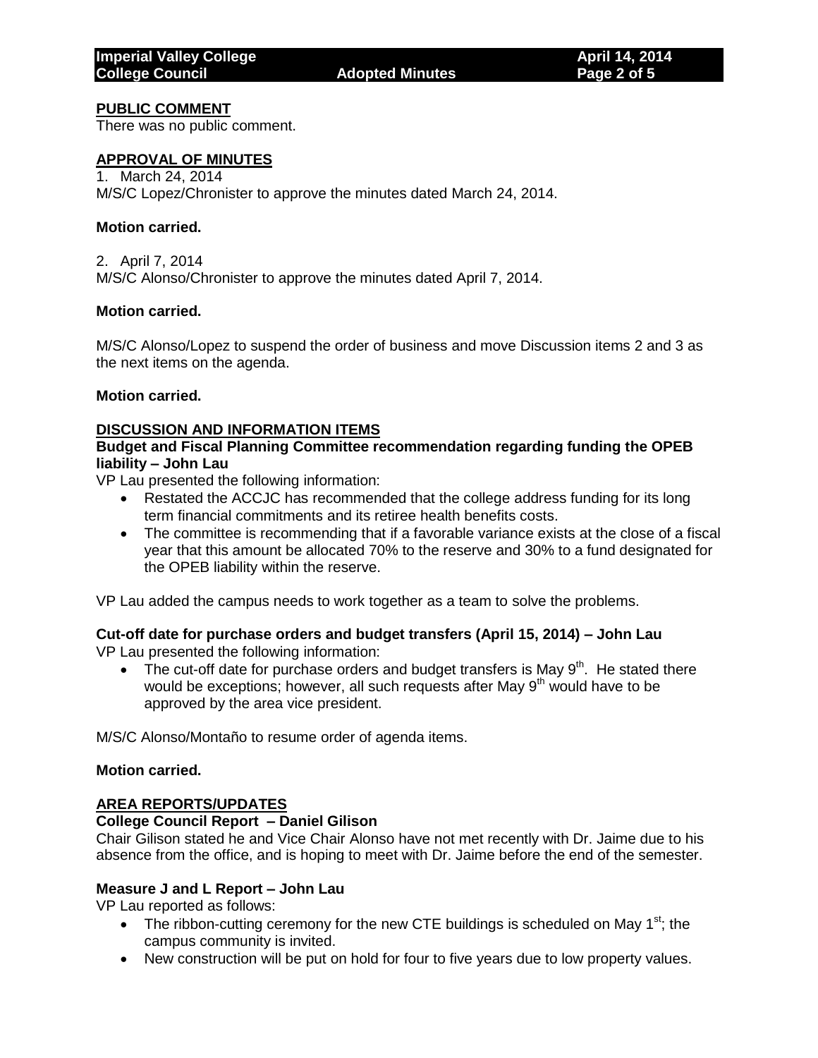## PUBLIC COMMENT

There was no public comment.

## APPROVAL OF MINUTES

1. March 24, 2014

M/S/C Lopez/Chronister to approve the minutes dated March 24, 2014.

**Motion carried.**

2. April 7, 2014

M/S/C Alonso/Chronister to approve the minutes dated April 7, 2014.

**Motion carried.**

M/S/C Alonso/Lopez to suspend the order of business and move Discussion items 2 and 3 as the next items on the agenda.

**Motion carried.**

## DISCUSSION AND INFORMATION ITEMS

### Budget and Fiscal Planning Committee recommendation regarding funding the OPEB liability – John Lau

VP Lau presented the following information:

- Restated the ACCJC has recommended that the college address funding for its long term financial commitments and its retiree health benefits costs.
- The committee is recommending that if a favorable variance exists at the close of a fiscal year that this amount be allocated 70% to the reserve and 30% to a fund designated for the OPEB liability within the reserve.

VP Lau added the campus needs to work together as a team to solve the problems.

### Cut-off date for purchase orders and budget transfers (April 15, 2014) – John Lau

VP Lau presented the following information:

- The cut-off date for purchase orders and budget transfers is May 9th. He stated there would be exceptions; however, all such requests after May 9th would have to be approved by the area vice president.

M/S/C Alonso/Montaño to resume order of agenda items.

**Motion carried.**

## AREA REPORTS/UPDATES

### College Council Report – Daniel Gilison

Chair Gilison stated he and Vice Chair Alonso have not met recently with Dr. Jaime due to his absence from the office, and is hoping to meet with Dr. Jaime before the end of the semester.

### Measure J and L Report – John Lau

VP Lau reported as follows:

- The ribbon-cutting ceremony for the new CTE buildings is scheduled on May 1st; the campus community is invited.
- New construction will be put on hold for four to five years due to low property values.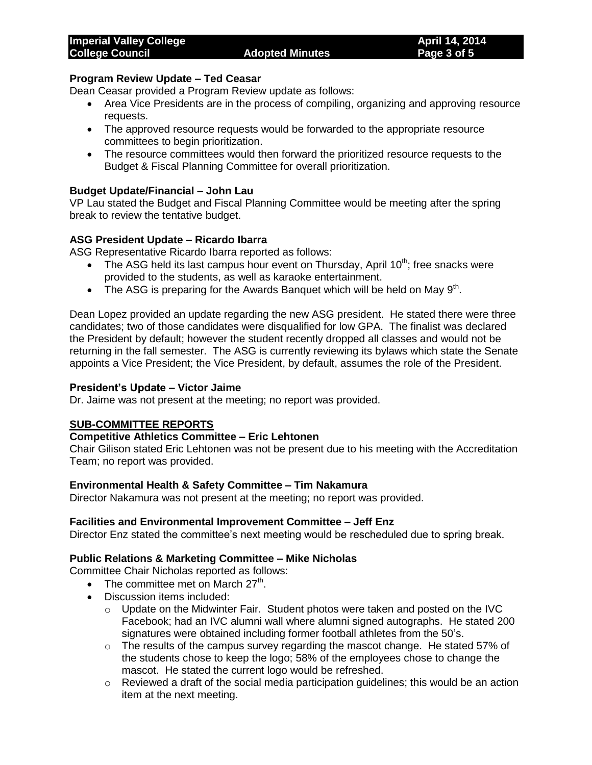**Program Review Update – Ted Ceasar**

Dean Ceasar provided a Program Review update as follows:

- Area Vice Presidents are in the process of compiling, organizing and approving resource requests.
- The approved resource requests would be forwarded to the appropriate resource committees to begin prioritization.
- The resource committees would then forward the prioritized resource requests to the Budget & Fiscal Planning Committee for overall prioritization.

**Budget Update/Financial – John Lau**

VP Lau stated the Budget and Fiscal Planning Committee would be meeting after the spring break to review the tentative budget.

**ASG President Update – Ricardo Ibarra**

ASG Representative Ricardo Ibarra reported as follows:

- The ASG held its last campus hour event on Thursday, April 10th; free snacks were provided to the students, as well as karaoke entertainment.
- The ASG is preparing for the Awards Banquet which will be held on May 9th.

Dean Lopez provided an update regarding the new ASG president. He stated there were three candidates; two of those candidates were disqualified for low GPA. The finalist was declared the President by default; however the student recently dropped all classes and would not be returning in the fall semester. The ASG is currently reviewing its bylaws which state the Senate appoints a Vice President; the Vice President, by default, assumes the role of the President.

**President's Update – Victor Jaime**

Dr. Jaime was not present at the meeting; no report was provided.

**SUB-COMMITTEE REPORTS**

**Competitive Athletics Committee – Eric Lehtonen**

Chair Gilison stated Eric Lehtonen was not be present due to his meeting with the Accreditation Team; no report was provided.

**Environmental Health & Safety Committee – Tim Nakamura**

Director Nakamura was not present at the meeting; no report was provided.

**Facilities and Environmental Improvement Committee – Jeff Enz**

Director Enz stated the committee's next meeting would be rescheduled due to spring break.

**Public Relations & Marketing Committee – Mike Nicholas**

Committee Chair Nicholas reported as follows:

- The committee met on March 27th.
- Discussion items included:
  - Update on the Midwinter Fair. Student photos were taken and posted on the IVC Facebook; had an IVC alumni wall where alumni signed autographs. He stated 200 signatures were obtained including former football athletes from the 50's.
  - The results of the campus survey regarding the mascot change. He stated 57% of the students chose to keep the logo; 58% of the employees chose to change the mascot. He stated the current logo would be refreshed.
  - Reviewed a draft of the social media participation guidelines; this would be an action item at the next meeting.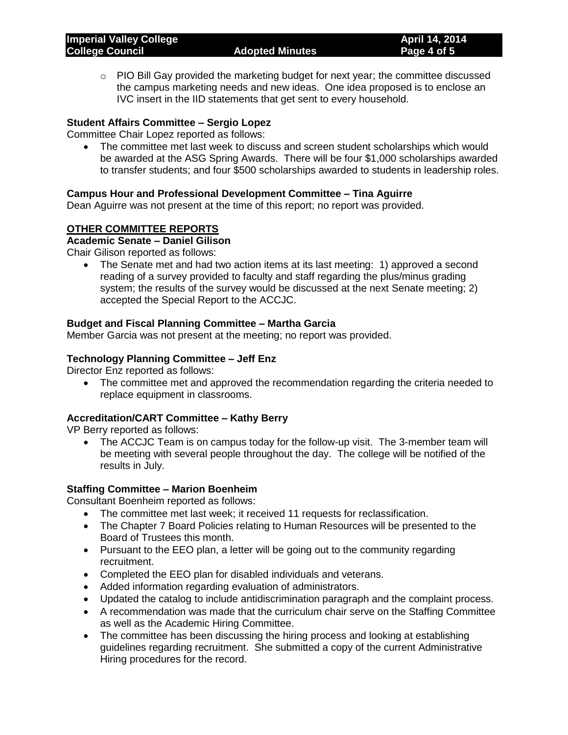- PIO Bill Gay provided the marketing budget for next year; the committee discussed the campus marketing needs and new ideas. One idea proposed is to enclose an IVC insert in the IID statements that get sent to every household.

**Student Affairs Committee – Sergio Lopez**

Committee Chair Lopez reported as follows:

- The committee met last week to discuss and screen student scholarships which would be awarded at the ASG Spring Awards. There will be four $1,000 scholarships awarded to transfer students; and four $500 scholarships awarded to students in leadership roles.

**Campus Hour and Professional Development Committee – Tina Aguirre**

Dean Aguirre was not present at the time of this report; no report was provided.

**OTHER COMMITTEE REPORTS**

**Academic Senate – Daniel Gilison**

Chair Gilison reported as follows:

- The Senate met and had two action items at its last meeting: 1) approved a second reading of a survey provided to faculty and staff regarding the plus/minus grading system; the results of the survey would be discussed at the next Senate meeting; 2) accepted the Special Report to the ACCJC.

**Budget and Fiscal Planning Committee – Martha Garcia**

Member Garcia was not present at the meeting; no report was provided.

**Technology Planning Committee – Jeff Enz**

Director Enz reported as follows:

- The committee met and approved the recommendation regarding the criteria needed to replace equipment in classrooms.

**Accreditation/CART Committee – Kathy Berry**

VP Berry reported as follows:

- The ACCJC Team is on campus today for the follow-up visit. The 3-member team will be meeting with several people throughout the day. The college will be notified of the results in July.

**Staffing Committee – Marion Boenheim**

Consultant Boenheim reported as follows:

- The committee met last week; it received 11 requests for reclassification.
- The Chapter 7 Board Policies relating to Human Resources will be presented to the Board of Trustees this month.
- Pursuant to the EEO plan, a letter will be going out to the community regarding recruitment.
- Completed the EEO plan for disabled individuals and veterans.
- Added information regarding evaluation of administrators.
- Updated the catalog to include antidiscrimination paragraph and the complaint process.
- A recommendation was made that the curriculum chair serve on the Staffing Committee as well as the Academic Hiring Committee.
- The committee has been discussing the hiring process and looking at establishing guidelines regarding recruitment. She submitted a copy of the current Administrative Hiring procedures for the record.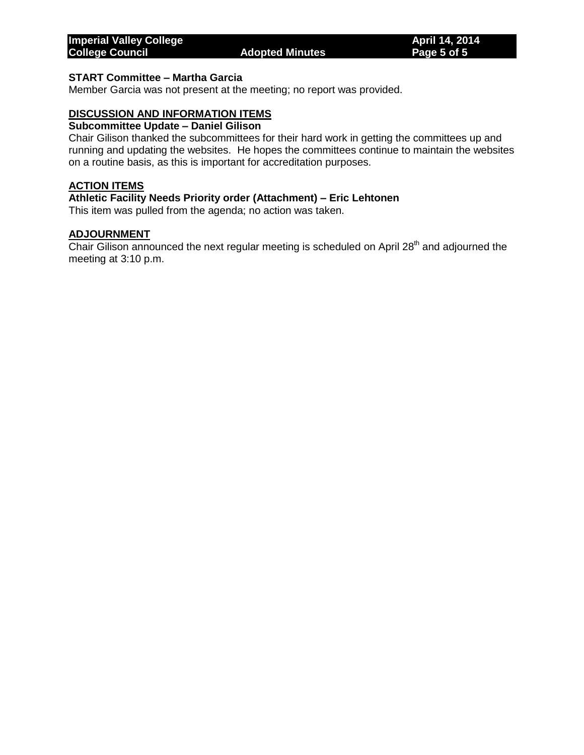**START Committee – Martha Garcia**
Member Garcia was not present at the meeting; no report was provided.

## DISCUSSION AND INFORMATION ITEMS

**Subcommittee Update – Daniel Gilison**
Chair Gilison thanked the subcommittees for their hard work in getting the committees up and running and updating the websites. He hopes the committees continue to maintain the websites on a routine basis, as this is important for accreditation purposes.

## ACTION ITEMS

**Athletic Facility Needs Priority order (Attachment) – Eric Lehtonen**
This item was pulled from the agenda; no action was taken.

## ADJOURNMENT

Chair Gilison announced the next regular meeting is scheduled on April 28th and adjourned the meeting at 3:10 p.m.